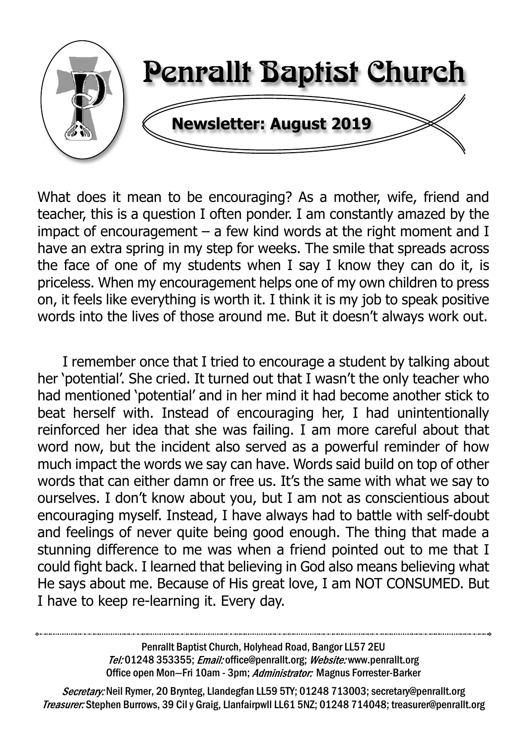# Penrallt Baptist Church

**Newsletter: August 2019**

What does it mean to be encouraging? As a mother, wife, friend and teacher, this is a question I often ponder. I am constantly amazed by the impact of encouragement – a few kind words at the right moment and I have an extra spring in my step for weeks. The smile that spreads across the face of one of my students when I say I know they can do it, is priceless. When my encouragement helps one of my own children to press on, it feels like everything is worth it. I think it is my job to speak positive words into the lives of those around me. But it doesn't always work out.

I remember once that I tried to encourage a student by talking about her 'potential'. She cried. It turned out that I wasn't the only teacher who had mentioned 'potential' and in her mind it had become another stick to beat herself with. Instead of encouraging her, I had unintentionally reinforced her idea that she was failing. I am more careful about that word now, but the incident also served as a powerful reminder of how much impact the words we say can have. Words said build on top of other words that can either damn or free us. It's the same with what we say to ourselves. I don't know about you, but I am not as conscientious about encouraging myself. Instead, I have always had to battle with self-doubt and feelings of never quite being good enough. The thing that made a stunning difference to me was when a friend pointed out to me that I could fight back. I learned that believing in God also means believing what He says about me. Because of His great love, I am NOT CONSUMED. But I have to keep re-learning it. Every day.

---

Penrallt Baptist Church, Holyhead Road, Bangor LL57 2EU
*Tel:* 01248 353355; *Email:* office@penrallt.org; *Website:* www.penrallt.org
Office open Mon—Fri 10am - 3pm; *Administrator:* Magnus Forrester-Barker

*Secretary:* Neil Rymer, 20 Brynteg, Llandegfan LL59 5TY; 01248 713003; secretary@penrallt.org
*Treasurer:* Stephen Burrows, 39 Cil y Graig, Llanfairpwll LL61 5NZ; 01248 714048; treasurer@penrallt.org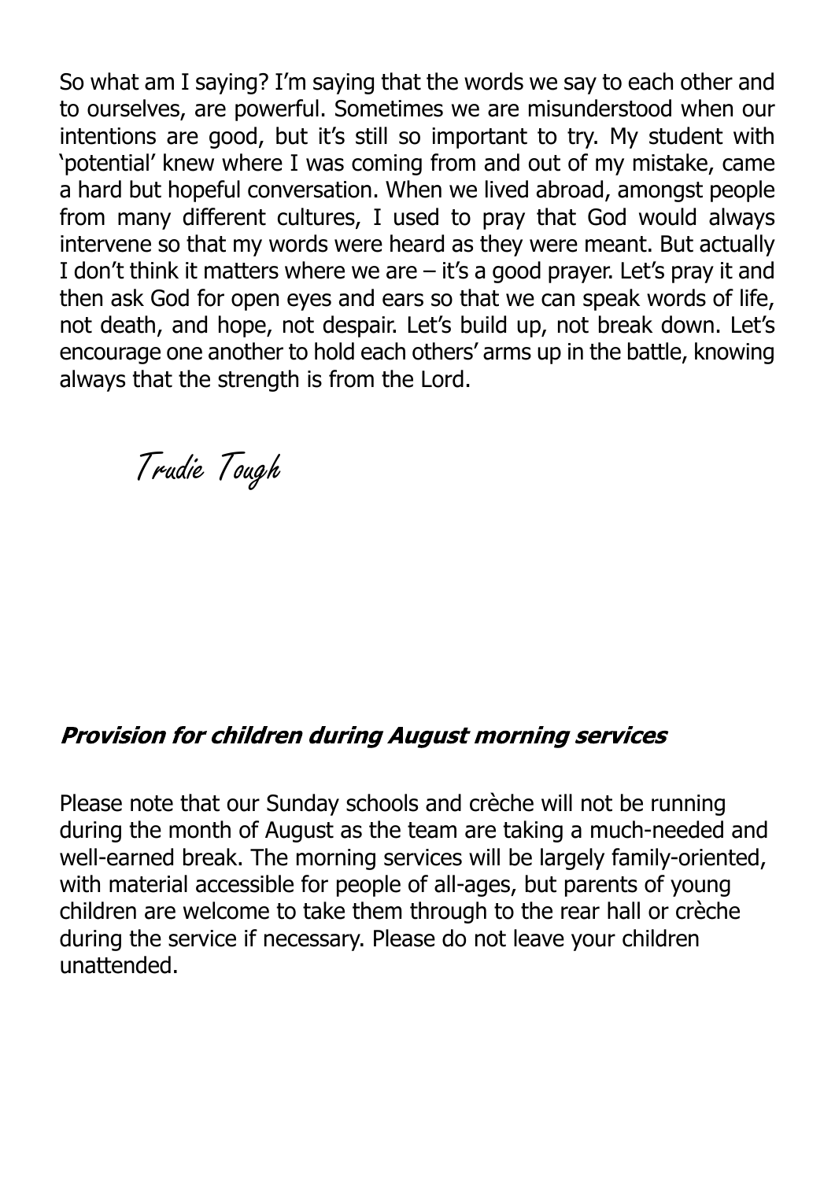So what am I saying? I'm saying that the words we say to each other and to ourselves, are powerful. Sometimes we are misunderstood when our intentions are good, but it's still so important to try. My student with 'potential' knew where I was coming from and out of my mistake, came a hard but hopeful conversation. When we lived abroad, amongst people from many different cultures, I used to pray that God would always intervene so that my words were heard as they were meant. But actually I don't think it matters where we are – it's a good prayer. Let's pray it and then ask God for open eyes and ears so that we can speak words of life, not death, and hope, not despair. Let's build up, not break down. Let's encourage one another to hold each others' arms up in the battle, knowing always that the strength is from the Lord.

*Trudie Tough*

### ***Provision for children during August morning services***

Please note that our Sunday schools and crèche will not be running during the month of August as the team are taking a much-needed and well-earned break. The morning services will be largely family-oriented, with material accessible for people of all-ages, but parents of young children are welcome to take them through to the rear hall or crèche during the service if necessary. Please do not leave your children unattended.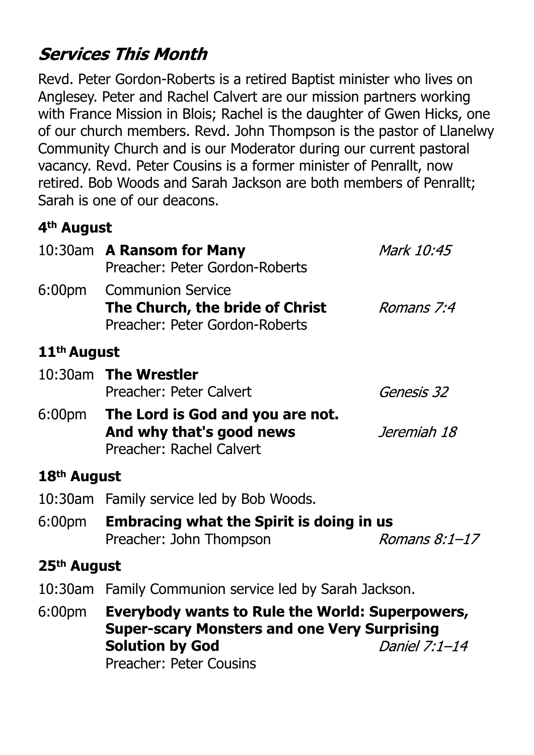## *Services This Month*

Revd. Peter Gordon-Roberts is a retired Baptist minister who lives on Anglesey. Peter and Rachel Calvert are our mission partners working with France Mission in Blois; Rachel is the daughter of Gwen Hicks, one of our church members. Revd. John Thompson is the pastor of Llanelwy Community Church and is our Moderator during our current pastoral vacancy. Revd. Peter Cousins is a former minister of Penrallt, now retired. Bob Woods and Sarah Jackson are both members of Penrallt; Sarah is one of our deacons.

### 4th August

10:30am **A Ransom for Many** *Mark 10:45*
Preacher: Peter Gordon-Roberts

6:00pm Communion Service
**The Church, the bride of Christ** *Romans 7:4*
Preacher: Peter Gordon-Roberts

### 11th August

10:30am **The Wrestler**
Preacher: Peter Calvert *Genesis 32*

6:00pm **The Lord is God and you are not. And why that's good news** *Jeremiah 18*
Preacher: Rachel Calvert

### 18th August

10:30am Family service led by Bob Woods.

6:00pm **Embracing what the Spirit is doing in us**
Preacher: John Thompson *Romans 8:1–17*

### 25th August

10:30am Family Communion service led by Sarah Jackson.

6:00pm **Everybody wants to Rule the World: Superpowers, Super-scary Monsters and one Very Surprising Solution by God** *Daniel 7:1–14*
Preacher: Peter Cousins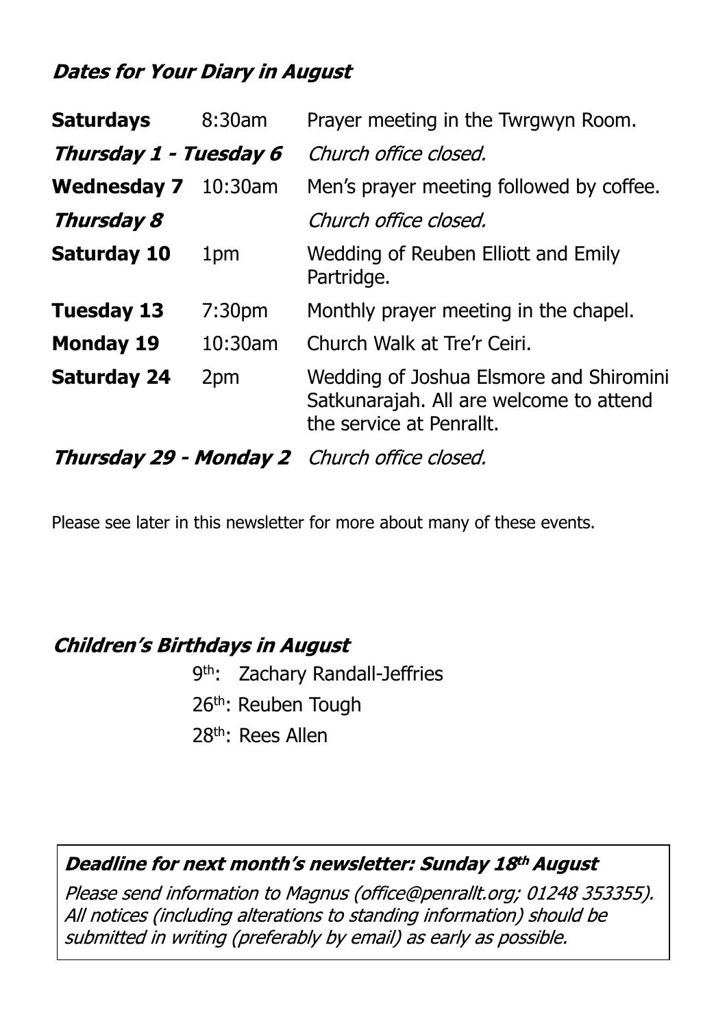### *Dates for Your Diary in August*

| | | |
|---|---|---|
| **Saturdays** | 8:30am | Prayer meeting in the Twrgwyn Room. |
| ***Thursday 1 - Tuesday 6*** | | *Church office closed.* |
| **Wednesday 7** | 10:30am | Men's prayer meeting followed by coffee. |
| ***Thursday 8*** | | *Church office closed.* |
| **Saturday 10** | 1pm | Wedding of Reuben Elliott and Emily Partridge. |
| **Tuesday 13** | 7:30pm | Monthly prayer meeting in the chapel. |
| **Monday 19** | 10:30am | Church Walk at Tre'r Ceiri. |
| **Saturday 24** | 2pm | Wedding of Joshua Elsmore and Shiromini Satkunarajah. All are welcome to attend the service at Penrallt. |
| ***Thursday 29 - Monday 2*** | | *Church office closed.* |

Please see later in this newsletter for more about many of these events.

### *Children's Birthdays in August*

9th: Zachary Randall-Jeffries
26th: Reuben Tough
28th: Rees Allen

***Deadline for next month's newsletter: Sunday 18th August***

*Please send information to Magnus (office@penrallt.org; 01248 353355). All notices (including alterations to standing information) should be submitted in writing (preferably by email) as early as possible.*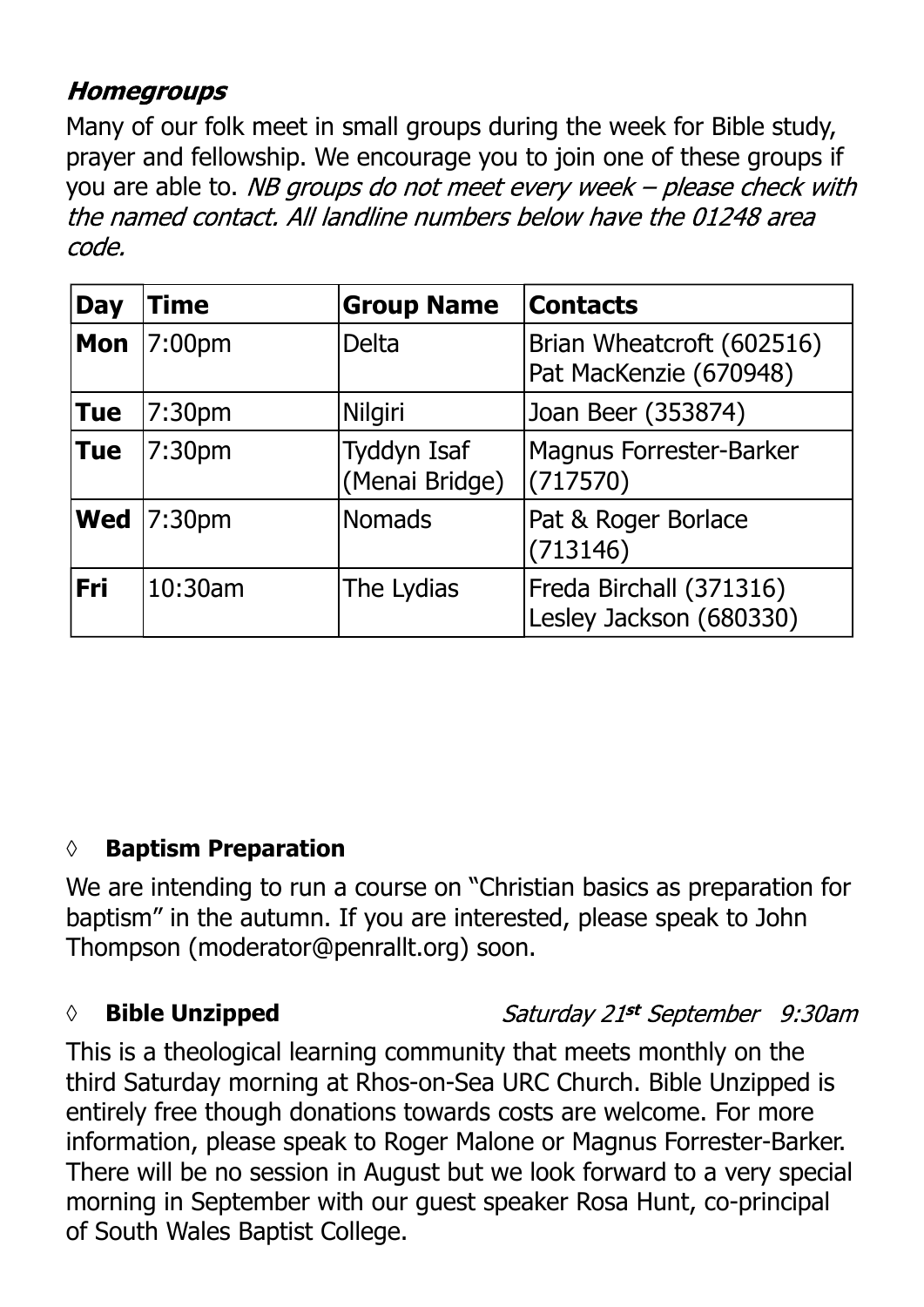### *Homegroups*

Many of our folk meet in small groups during the week for Bible study, prayer and fellowship. We encourage you to join one of these groups if you are able to. *NB groups do not meet every week – please check with the named contact. All landline numbers below have the 01248 area code.*

| **Day** | **Time** | **Group Name** | **Contacts** |
|---|---|---|---|
| **Mon** | 7:00pm | Delta | Brian Wheatcroft (602516) Pat MacKenzie (670948) |
| **Tue** | 7:30pm | Nilgiri | Joan Beer (353874) |
| **Tue** | 7:30pm | Tyddyn Isaf (Menai Bridge) | Magnus Forrester-Barker (717570) |
| **Wed** | 7:30pm | Nomads | Pat & Roger Borlace (713146) |
| **Fri** | 10:30am | The Lydias | Freda Birchall (371316) Lesley Jackson (680330) |

◊ **Baptism Preparation**

We are intending to run a course on "Christian basics as preparation for baptism" in the autumn. If you are interested, please speak to John Thompson (moderator@penrallt.org) soon.

◊ **Bible Unzipped** *Saturday 21st September 9:30am*

This is a theological learning community that meets monthly on the third Saturday morning at Rhos-on-Sea URC Church. Bible Unzipped is entirely free though donations towards costs are welcome. For more information, please speak to Roger Malone or Magnus Forrester-Barker. There will be no session in August but we look forward to a very special morning in September with our guest speaker Rosa Hunt, co-principal of South Wales Baptist College.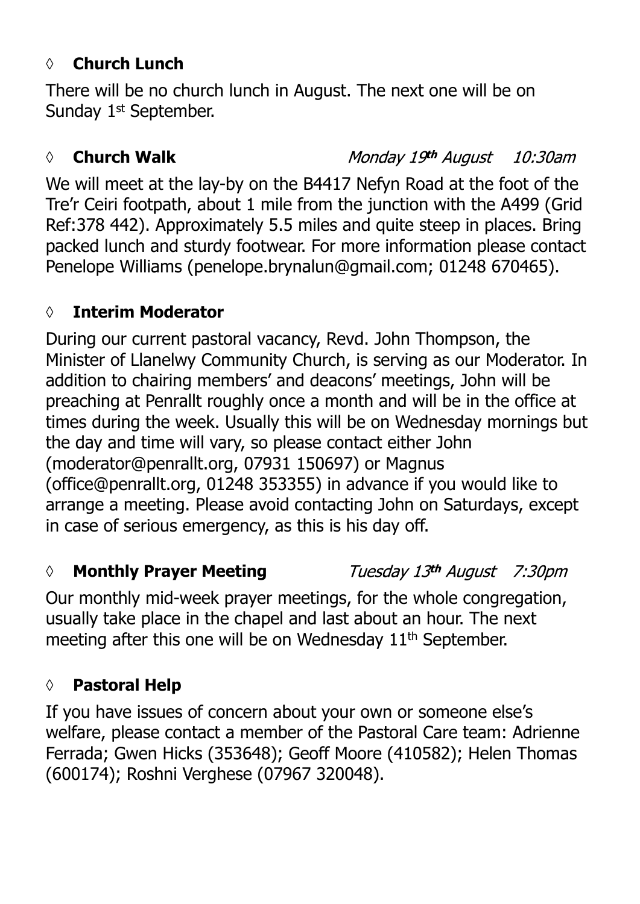## ◊ **Church Lunch**

There will be no church lunch in August. The next one will be on Sunday 1st September.

## ◊ **Church Walk** *Monday 19th August 10:30am*

We will meet at the lay-by on the B4417 Nefyn Road at the foot of the Tre'r Ceiri footpath, about 1 mile from the junction with the A499 (Grid Ref:378 442). Approximately 5.5 miles and quite steep in places. Bring packed lunch and sturdy footwear. For more information please contact Penelope Williams (penelope.brynalun@gmail.com; 01248 670465).

## ◊ **Interim Moderator**

During our current pastoral vacancy, Revd. John Thompson, the Minister of Llanelwy Community Church, is serving as our Moderator. In addition to chairing members' and deacons' meetings, John will be preaching at Penrallt roughly once a month and will be in the office at times during the week. Usually this will be on Wednesday mornings but the day and time will vary, so please contact either John (moderator@penrallt.org, 07931 150697) or Magnus (office@penrallt.org, 01248 353355) in advance if you would like to arrange a meeting. Please avoid contacting John on Saturdays, except in case of serious emergency, as this is his day off.

## ◊ **Monthly Prayer Meeting** *Tuesday 13th August 7:30pm*

Our monthly mid-week prayer meetings, for the whole congregation, usually take place in the chapel and last about an hour. The next meeting after this one will be on Wednesday 11th September.

## ◊ **Pastoral Help**

If you have issues of concern about your own or someone else's welfare, please contact a member of the Pastoral Care team: Adrienne Ferrada; Gwen Hicks (353648); Geoff Moore (410582); Helen Thomas (600174); Roshni Verghese (07967 320048).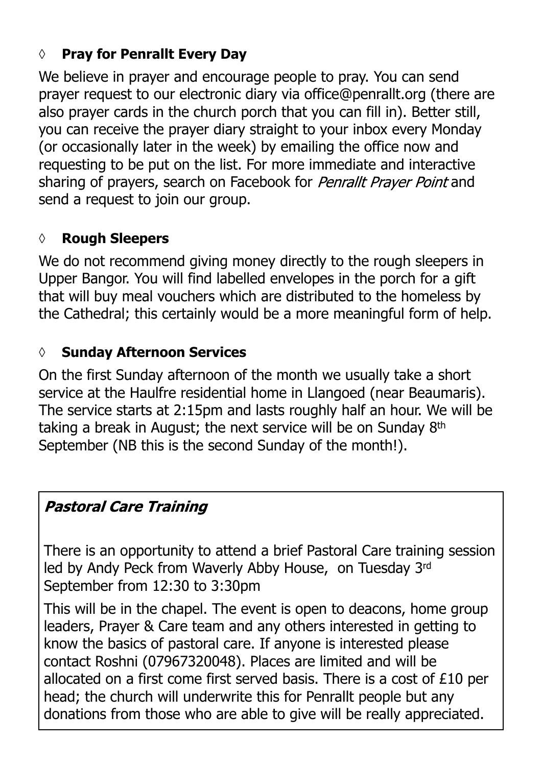- **Pray for Penrallt Every Day**

We believe in prayer and encourage people to pray. You can send prayer request to our electronic diary via office@penrallt.org (there are also prayer cards in the church porch that you can fill in). Better still, you can receive the prayer diary straight to your inbox every Monday (or occasionally later in the week) by emailing the office now and requesting to be put on the list. For more immediate and interactive sharing of prayers, search on Facebook for *Penrallt Prayer Point* and send a request to join our group.

- **Rough Sleepers**

We do not recommend giving money directly to the rough sleepers in Upper Bangor. You will find labelled envelopes in the porch for a gift that will buy meal vouchers which are distributed to the homeless by the Cathedral; this certainly would be a more meaningful form of help.

- **Sunday Afternoon Services**

On the first Sunday afternoon of the month we usually take a short service at the Haulfre residential home in Llangoed (near Beaumaris). The service starts at 2:15pm and lasts roughly half an hour. We will be taking a break in August; the next service will be on Sunday 8th September (NB this is the second Sunday of the month!).

### *Pastoral Care Training*

There is an opportunity to attend a brief Pastoral Care training session led by Andy Peck from Waverly Abby House, on Tuesday 3rd September from 12:30 to 3:30pm

This will be in the chapel. The event is open to deacons, home group leaders, Prayer & Care team and any others interested in getting to know the basics of pastoral care. If anyone is interested please contact Roshni (07967320048). Places are limited and will be allocated on a first come first served basis. There is a cost of £10 per head; the church will underwrite this for Penrallt people but any donations from those who are able to give will be really appreciated.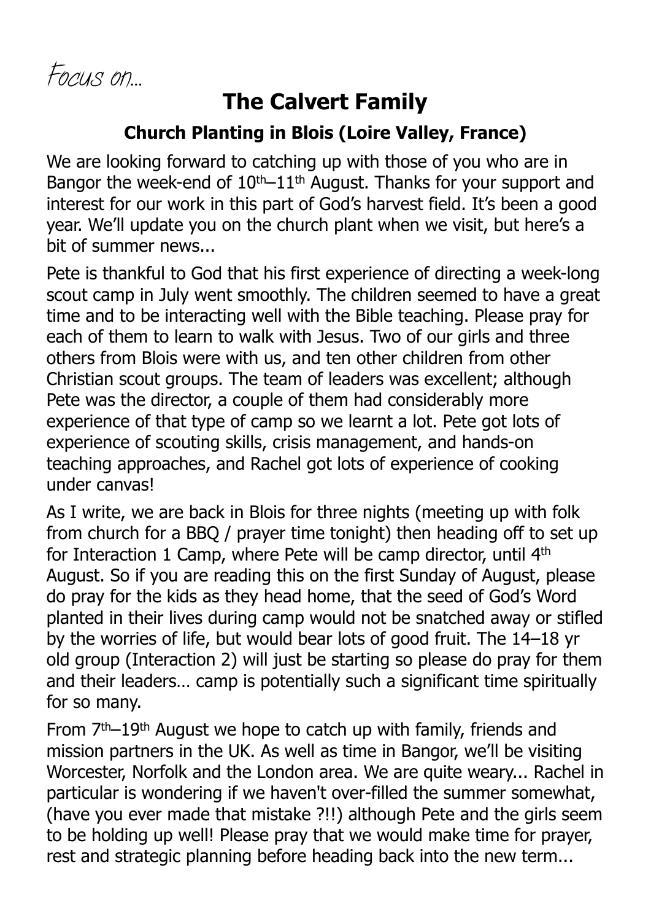*Focus on...*

# The Calvert Family

## Church Planting in Blois (Loire Valley, France)

We are looking forward to catching up with those of you who are in Bangor the week-end of 10th–11th August. Thanks for your support and interest for our work in this part of God's harvest field. It's been a good year. We'll update you on the church plant when we visit, but here's a bit of summer news...

Pete is thankful to God that his first experience of directing a week-long scout camp in July went smoothly. The children seemed to have a great time and to be interacting well with the Bible teaching. Please pray for each of them to learn to walk with Jesus. Two of our girls and three others from Blois were with us, and ten other children from other Christian scout groups. The team of leaders was excellent; although Pete was the director, a couple of them had considerably more experience of that type of camp so we learnt a lot. Pete got lots of experience of scouting skills, crisis management, and hands-on teaching approaches, and Rachel got lots of experience of cooking under canvas!

As I write, we are back in Blois for three nights (meeting up with folk from church for a BBQ / prayer time tonight) then heading off to set up for Interaction 1 Camp, where Pete will be camp director, until 4th August. So if you are reading this on the first Sunday of August, please do pray for the kids as they head home, that the seed of God's Word planted in their lives during camp would not be snatched away or stifled by the worries of life, but would bear lots of good fruit. The 14–18 yr old group (Interaction 2) will just be starting so please do pray for them and their leaders… camp is potentially such a significant time spiritually for so many.

From 7th–19th August we hope to catch up with family, friends and mission partners in the UK. As well as time in Bangor, we'll be visiting Worcester, Norfolk and the London area. We are quite weary... Rachel in particular is wondering if we haven't over-filled the summer somewhat, (have you ever made that mistake ?!!) although Pete and the girls seem to be holding up well! Please pray that we would make time for prayer, rest and strategic planning before heading back into the new term...